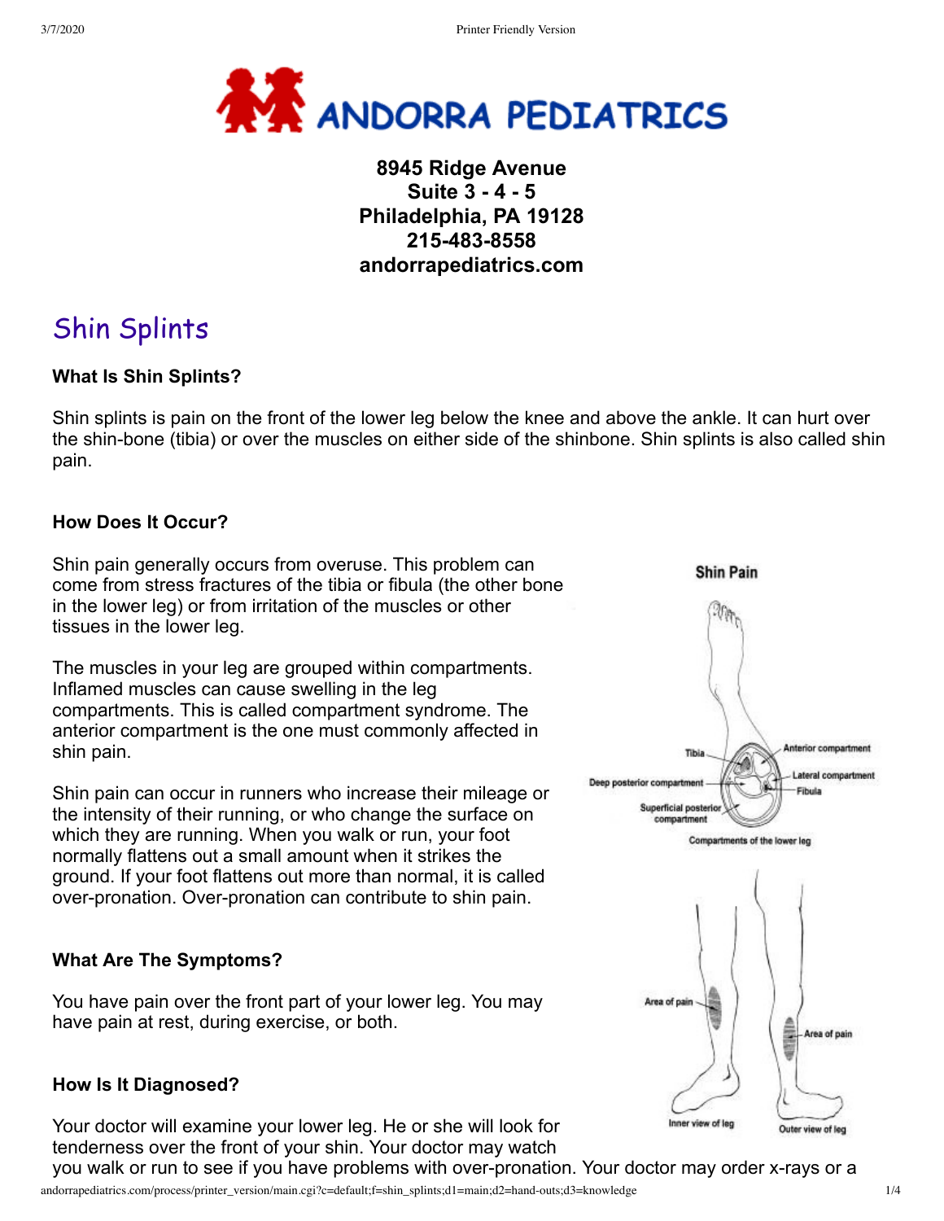# ANDORRA PEDIATRICS

**8945 Ridge Avenue**
**Suite 3 - 4 - 5**
**Philadelphia, PA 19128**
**215-483-8558**
**andorrapediatrics.com**

## Shin Splints

### What Is Shin Splints?

Shin splints is pain on the front of the lower leg below the knee and above the ankle. It can hurt over the shin-bone (tibia) or over the muscles on either side of the shinbone. Shin splints is also called shin pain.

### How Does It Occur?

Shin pain generally occurs from overuse. This problem can come from stress fractures of the tibia or fibula (the other bone in the lower leg) or from irritation of the muscles or other tissues in the lower leg.

The muscles in your leg are grouped within compartments. Inflamed muscles can cause swelling in the leg compartments. This is called compartment syndrome. The anterior compartment is the one must commonly affected in shin pain.

Shin pain can occur in runners who increase their mileage or the intensity of their running, or who change the surface on which they are running. When you walk or run, your foot normally flattens out a small amount when it strikes the ground. If your foot flattens out more than normal, it is called over-pronation. Over-pronation can contribute to shin pain.

Shin Pain

Tibia — Anterior compartment — Lateral compartment — Fibula — Deep posterior compartment — Superficial posterior compartment

Compartments of the lower leg

Area of pain — Inner view of leg

Area of pain — Outer view of leg

### What Are The Symptoms?

You have pain over the front part of your lower leg. You may have pain at rest, during exercise, or both.

### How Is It Diagnosed?

Your doctor will examine your lower leg. He or she will look for tenderness over the front of your shin. Your doctor may watch you walk or run to see if you have problems with over-pronation. Your doctor may order x-rays or a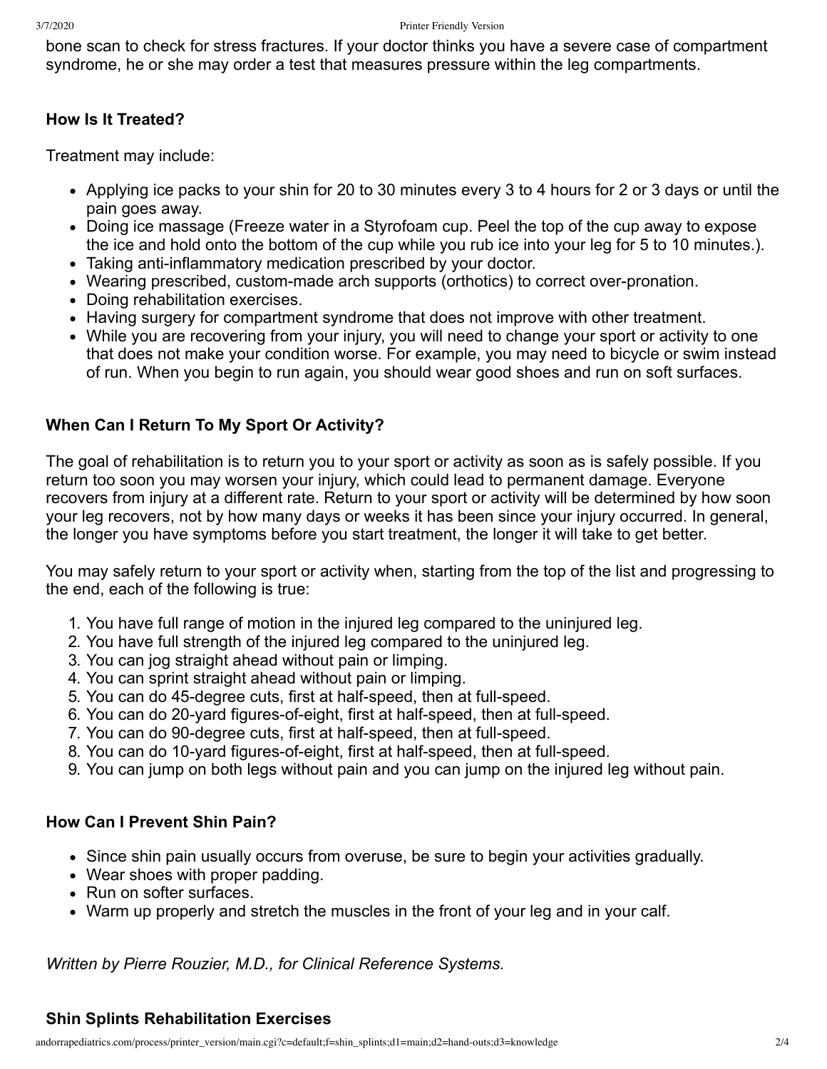bone scan to check for stress fractures. If your doctor thinks you have a severe case of compartment syndrome, he or she may order a test that measures pressure within the leg compartments.

### How Is It Treated?

Treatment may include:

- Applying ice packs to your shin for 20 to 30 minutes every 3 to 4 hours for 2 or 3 days or until the pain goes away.
- Doing ice massage (Freeze water in a Styrofoam cup. Peel the top of the cup away to expose the ice and hold onto the bottom of the cup while you rub ice into your leg for 5 to 10 minutes.).
- Taking anti-inflammatory medication prescribed by your doctor.
- Wearing prescribed, custom-made arch supports (orthotics) to correct over-pronation.
- Doing rehabilitation exercises.
- Having surgery for compartment syndrome that does not improve with other treatment.
- While you are recovering from your injury, you will need to change your sport or activity to one that does not make your condition worse. For example, you may need to bicycle or swim instead of run. When you begin to run again, you should wear good shoes and run on soft surfaces.

### When Can I Return To My Sport Or Activity?

The goal of rehabilitation is to return you to your sport or activity as soon as is safely possible. If you return too soon you may worsen your injury, which could lead to permanent damage. Everyone recovers from injury at a different rate. Return to your sport or activity will be determined by how soon your leg recovers, not by how many days or weeks it has been since your injury occurred. In general, the longer you have symptoms before you start treatment, the longer it will take to get better.

You may safely return to your sport or activity when, starting from the top of the list and progressing to the end, each of the following is true:

1. You have full range of motion in the injured leg compared to the uninjured leg.
2. You have full strength of the injured leg compared to the uninjured leg.
3. You can jog straight ahead without pain or limping.
4. You can sprint straight ahead without pain or limping.
5. You can do 45-degree cuts, first at half-speed, then at full-speed.
6. You can do 20-yard figures-of-eight, first at half-speed, then at full-speed.
7. You can do 90-degree cuts, first at half-speed, then at full-speed.
8. You can do 10-yard figures-of-eight, first at half-speed, then at full-speed.
9. You can jump on both legs without pain and you can jump on the injured leg without pain.

### How Can I Prevent Shin Pain?

- Since shin pain usually occurs from overuse, be sure to begin your activities gradually.
- Wear shoes with proper padding.
- Run on softer surfaces.
- Warm up properly and stretch the muscles in the front of your leg and in your calf.

*Written by Pierre Rouzier, M.D., for Clinical Reference Systems.*

### Shin Splints Rehabilitation Exercises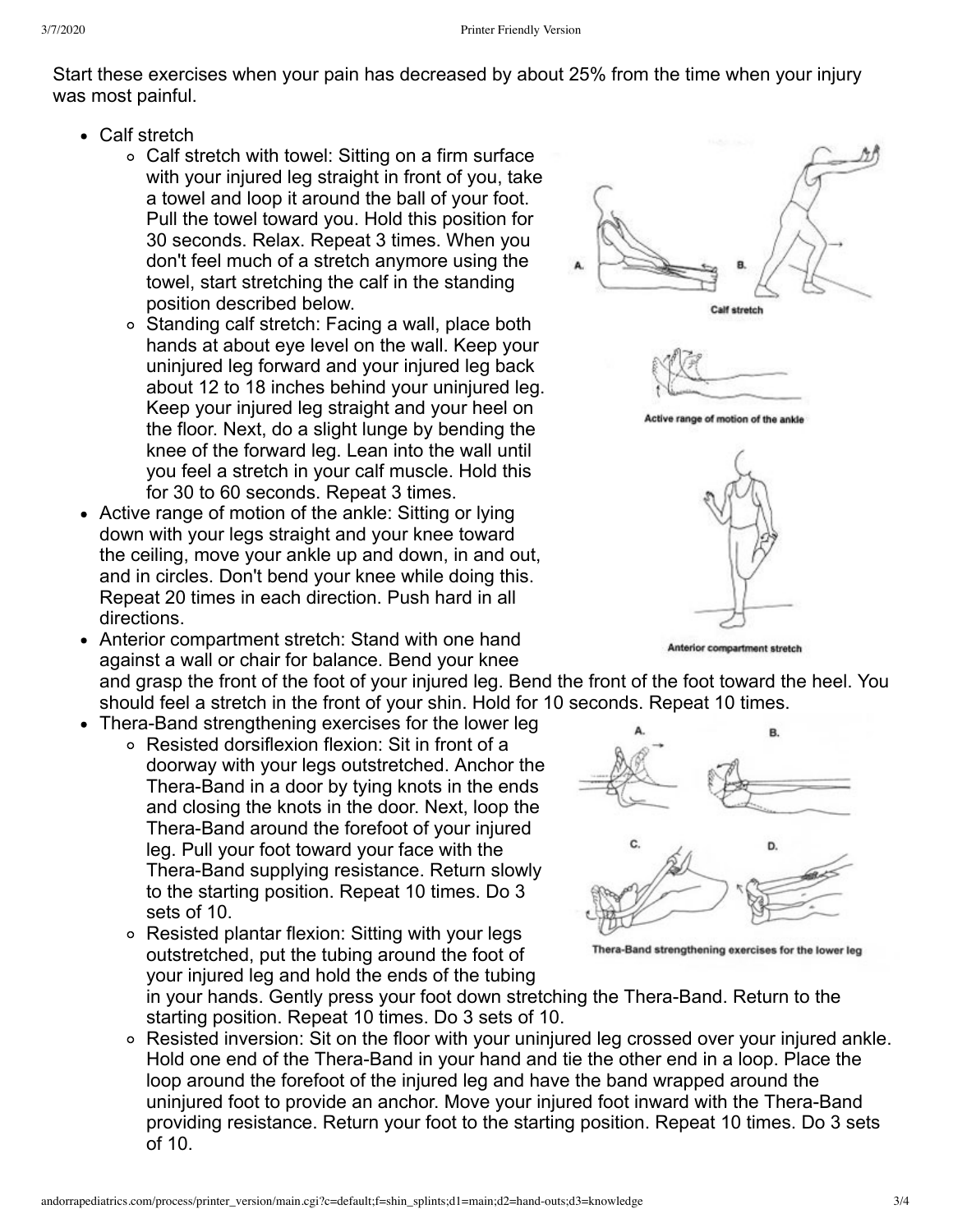Start these exercises when your pain has decreased by about 25% from the time when your injury was most painful.

- Calf stretch
  - Calf stretch with towel: Sitting on a firm surface with your injured leg straight in front of you, take a towel and loop it around the ball of your foot. Pull the towel toward you. Hold this position for 30 seconds. Relax. Repeat 3 times. When you don't feel much of a stretch anymore using the towel, start stretching the calf in the standing position described below.
  - Standing calf stretch: Facing a wall, place both hands at about eye level on the wall. Keep your uninjured leg forward and your injured leg back about 12 to 18 inches behind your uninjured leg. Keep your injured leg straight and your heel on the floor. Next, do a slight lunge by bending the knee of the forward leg. Lean into the wall until you feel a stretch in your calf muscle. Hold this for 30 to 60 seconds. Repeat 3 times.

Calf stretch

- Active range of motion of the ankle: Sitting or lying down with your legs straight and your knee toward the ceiling, move your ankle up and down, in and out, and in circles. Don't bend your knee while doing this. Repeat 20 times in each direction. Push hard in all directions.

Active range of motion of the ankle

- Anterior compartment stretch: Stand with one hand against a wall or chair for balance. Bend your knee and grasp the front of the foot of your injured leg. Bend the front of the foot toward the heel. You should feel a stretch in the front of your shin. Hold for 10 seconds. Repeat 10 times.

Anterior compartment stretch

- Thera-Band strengthening exercises for the lower leg
  - Resisted dorsiflexion flexion: Sit in front of a doorway with your legs outstretched. Anchor the Thera-Band in a door by tying knots in the ends and closing the knots in the door. Next, loop the Thera-Band around the forefoot of your injured leg. Pull your foot toward your face with the Thera-Band supplying resistance. Return slowly to the starting position. Repeat 10 times. Do 3 sets of 10.
  - Resisted plantar flexion: Sitting with your legs outstretched, put the tubing around the foot of your injured leg and hold the ends of the tubing in your hands. Gently press your foot down stretching the Thera-Band. Return to the starting position. Repeat 10 times. Do 3 sets of 10.
  - Resisted inversion: Sit on the floor with your uninjured leg crossed over your injured ankle. Hold one end of the Thera-Band in your hand and tie the other end in a loop. Place the loop around the forefoot of the injured leg and have the band wrapped around the uninjured foot to provide an anchor. Move your injured foot inward with the Thera-Band providing resistance. Return your foot to the starting position. Repeat 10 times. Do 3 sets of 10.

Thera-Band strengthening exercises for the lower leg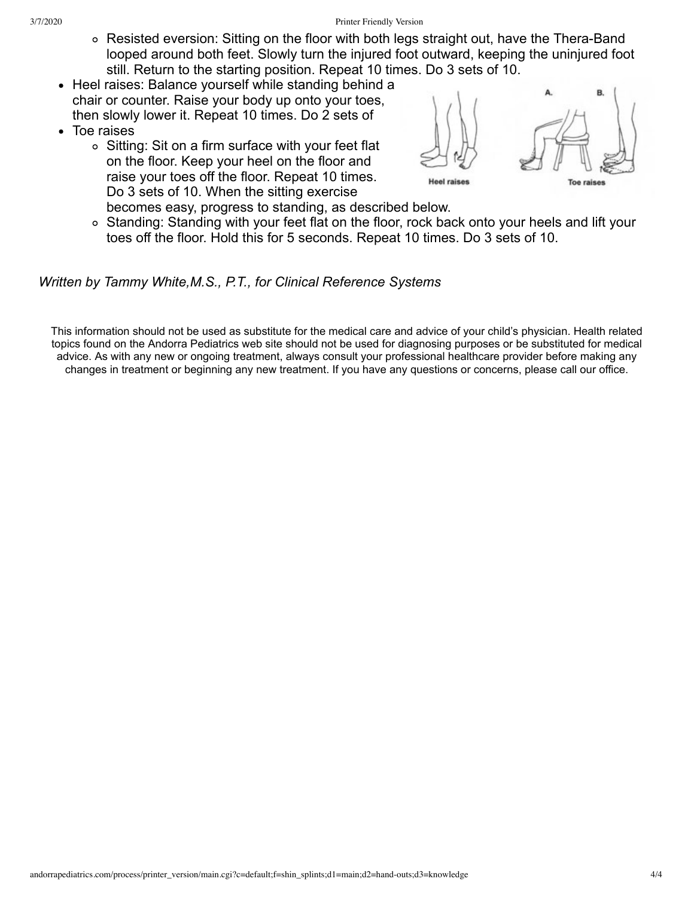- Resisted eversion: Sitting on the floor with both legs straight out, have the Thera-Band looped around both feet. Slowly turn the injured foot outward, keeping the uninjured foot still. Return to the starting position. Repeat 10 times. Do 3 sets of 10.

- Heel raises: Balance yourself while standing behind a chair or counter. Raise your body up onto your toes, then slowly lower it. Repeat 10 times. Do 2 sets of
- Toe raises
  - Sitting: Sit on a firm surface with your feet flat on the floor. Keep your heel on the floor and raise your toes off the floor. Repeat 10 times. Do 3 sets of 10. When the sitting exercise becomes easy, progress to standing, as described below.
  - Standing: Standing with your feet flat on the floor, rock back onto your heels and lift your toes off the floor. Hold this for 5 seconds. Repeat 10 times. Do 3 sets of 10.

Heel raises

A. B.

Toe raises

*Written by Tammy White,M.S., P.T., for Clinical Reference Systems*

This information should not be used as substitute for the medical care and advice of your child's physician. Health related topics found on the Andorra Pediatrics web site should not be used for diagnosing purposes or be substituted for medical advice. As with any new or ongoing treatment, always consult your professional healthcare provider before making any changes in treatment or beginning any new treatment. If you have any questions or concerns, please call our office.